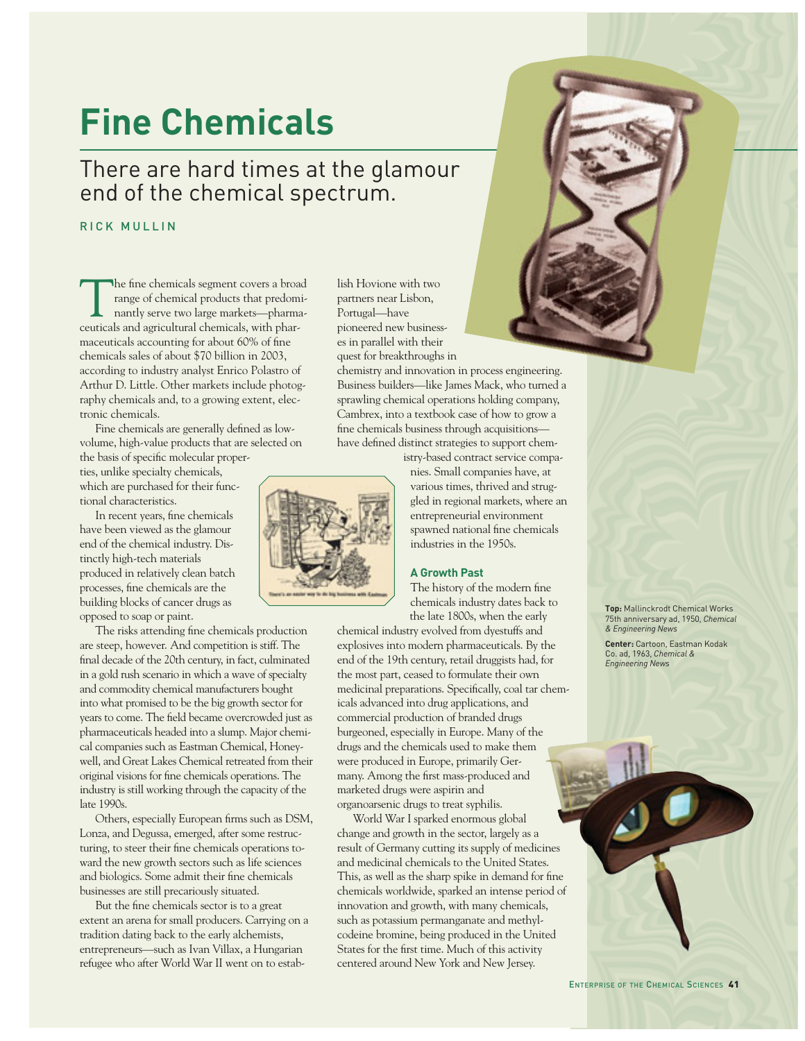# Fine Chemicals

## There are hard times at the glamour end of the chemical spectrum.

RICK MULLIN

The fine chemicals segment covers a broad range of chemical products that predominantly serve two large markets—pharmaceuticals and agricultural chemicals, with pharmaceuticals accounting for about 60% of fine chemicals sales of about $70 billion in 2003, according to industry analyst Enrico Polastro of Arthur D. Little. Other markets include photography chemicals and, to a growing extent, electronic chemicals.

Fine chemicals are generally defined as low-volume, high-value products that are selected on the basis of specific molecular properties, unlike specialty chemicals, which are purchased for their functional characteristics.

In recent years, fine chemicals have been viewed as the glamour end of the chemical industry. Distinctly high-tech materials produced in relatively clean batch processes, fine chemicals are the building blocks of cancer drugs as opposed to soap or paint.

The risks attending fine chemicals production are steep, however. And competition is stiff. The final decade of the 20th century, in fact, culminated in a gold rush scenario in which a wave of specialty and commodity chemical manufacturers bought into what promised to be the big growth sector for years to come. The field became overcrowded just as pharmaceuticals headed into a slump. Major chemical companies such as Eastman Chemical, Honeywell, and Great Lakes Chemical retreated from their original visions for fine chemicals operations. The industry is still working through the capacity of the late 1990s.

Others, especially European firms such as DSM, Lonza, and Degussa, emerged, after some restructuring, to steer their fine chemicals operations toward the new growth sectors such as life sciences and biologics. Some admit their fine chemicals businesses are still precariously situated.

But the fine chemicals sector is to a great extent an arena for small producers. Carrying on a tradition dating back to the early alchemists, entrepreneurs—such as Ivan Villax, a Hungarian refugee who after World War II went on to establish Hovione with two partners near Lisbon, Portugal—have pioneered new businesses in parallel with their quest for breakthroughs in chemistry and innovation in process engineering. Business builders—like James Mack, who turned a sprawling chemical operations holding company, Cambrex, into a textbook case of how to grow a fine chemicals business through acquisitions—have defined distinct strategies to support chemistry-based contract service companies. Small companies have, at various times, thrived and struggled in regional markets, where an entrepreneurial environment spawned national fine chemicals industries in the 1950s.

### A Growth Past

The history of the modern fine chemicals industry dates back to the late 1800s, when the early chemical industry evolved from dyestuffs and explosives into modern pharmaceuticals. By the end of the 19th century, retail druggists had, for the most part, ceased to formulate their own medicinal preparations. Specifically, coal tar chemicals advanced into drug applications, and commercial production of branded drugs burgeoned, especially in Europe. Many of the drugs and the chemicals used to make them were produced in Europe, primarily Germany. Among the first mass-produced and marketed drugs were aspirin and organoarsenic drugs to treat syphilis.

World War I sparked enormous global change and growth in the sector, largely as a result of Germany cutting its supply of medicines and medicinal chemicals to the United States. This, as well as the sharp spike in demand for fine chemicals worldwide, sparked an intense period of innovation and growth, with many chemicals, such as potassium permanganate and methylcodeine bromine, being produced in the United States for the first time. Much of this activity centered around New York and New Jersey.

**Top:** Mallinckrodt Chemical Works 75th anniversary ad, 1950, *Chemical & Engineering News*

**Center:** Cartoon, Eastman Kodak Co. ad, 1963, *Chemical & Engineering News*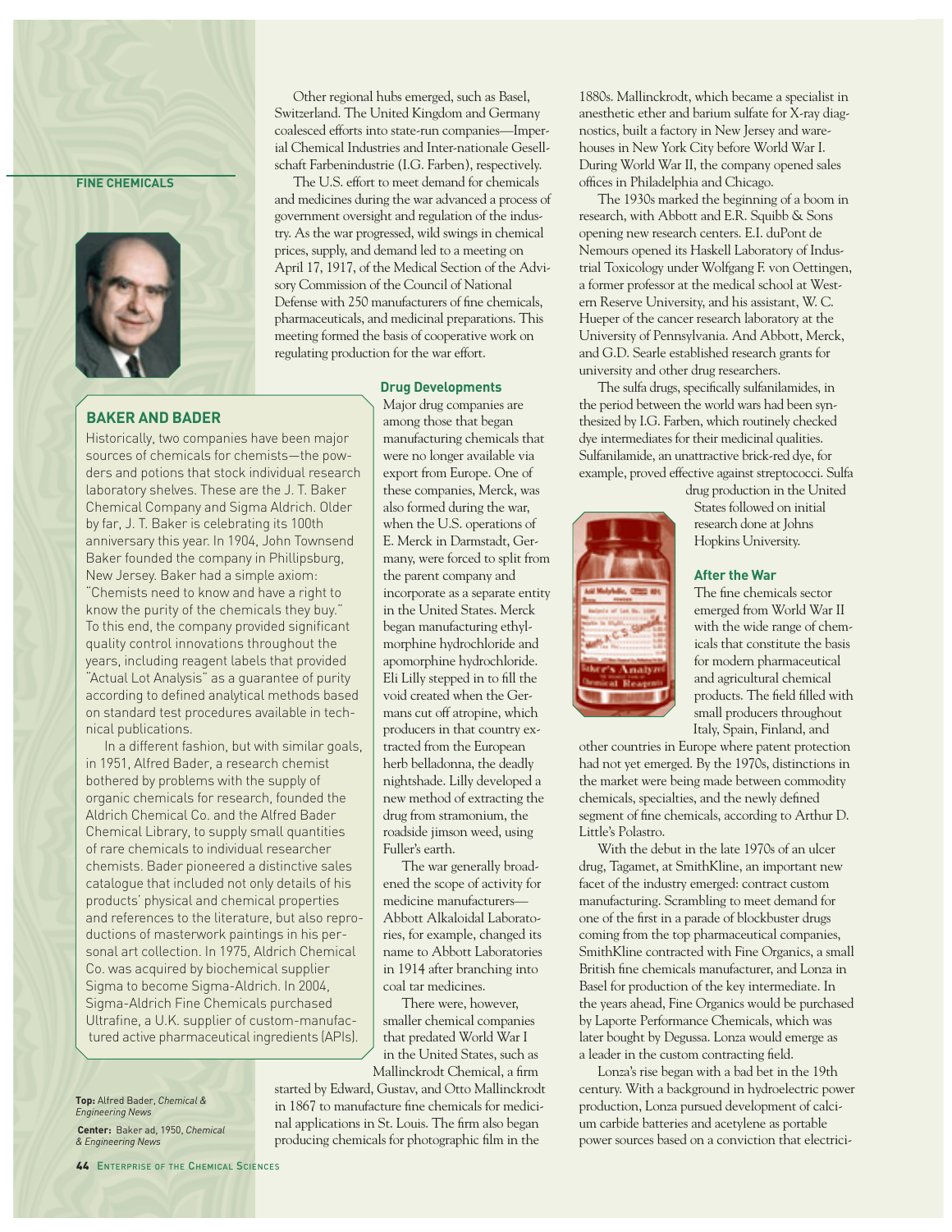Other regional hubs emerged, such as Basel, Switzerland. The United Kingdom and Germany coalesced efforts into state-run companies—Imperial Chemical Industries and Inter-nationale Gesellschaft Farbenindustrie (I.G. Farben), respectively.

The U.S. effort to meet demand for chemicals and medicines during the war advanced a process of government oversight and regulation of the industry. As the war progressed, wild swings in chemical prices, supply, and demand led to a meeting on April 17, 1917, of the Medical Section of the Advisory Commission of the Council of National Defense with 250 manufacturers of fine chemicals, pharmaceuticals, and medicinal preparations. This meeting formed the basis of cooperative work on regulating production for the war effort.

## Drug Developments

Major drug companies are among those that began manufacturing chemicals that were no longer available via export from Europe. One of these companies, Merck, was also formed during the war, when the U.S. operations of E. Merck in Darmstadt, Germany, were forced to split from the parent company and incorporate as a separate entity in the United States. Merck began manufacturing ethylmorphine hydrochloride and apomorphine hydrochloride. Eli Lilly stepped in to fill the void created when the Germans cut off atropine, which producers in that country extracted from the European herb belladonna, the deadly nightshade. Lilly developed a new method of extracting the drug from stramonium, the roadside jimson weed, using Fuller's earth.

The war generally broadened the scope of activity for medicine manufacturers—Abbott Alkaloidal Laboratories, for example, changed its name to Abbott Laboratories in 1914 after branching into coal tar medicines.

There were, however, smaller chemical companies that predated World War I in the United States, such as Mallinckrodt Chemical, a firm started by Edward, Gustav, and Otto Mallinckrodt in 1867 to manufacture fine chemicals for medicinal applications in St. Louis. The firm also began producing chemicals for photographic film in the 1880s. Mallinckrodt, which became a specialist in anesthetic ether and barium sulfate for X-ray diagnostics, built a factory in New Jersey and warehouses in New York City before World War I. During World War II, the company opened sales offices in Philadelphia and Chicago.

The 1930s marked the beginning of a boom in research, with Abbott and E.R. Squibb & Sons opening new research centers. E.I. duPont de Nemours opened its Haskell Laboratory of Industrial Toxicology under Wolfgang F. von Oettingen, a former professor at the medical school at Western Reserve University, and his assistant, W. C. Hueper of the cancer research laboratory at the University of Pennsylvania. And Abbott, Merck, and G.D. Searle established research grants for university and other drug researchers.

The sulfa drugs, specifically sulfanilamides, in the period between the world wars had been synthesized by I.G. Farben, which routinely checked dye intermediates for their medicinal qualities. Sulfanilamide, an unattractive brick-red dye, for example, proved effective against streptococci. Sulfa drug production in the United States followed on initial research done at Johns Hopkins University.

## After the War

The fine chemicals sector emerged from World War II with the wide range of chemicals that constitute the basis for modern pharmaceutical and agricultural chemical products. The field filled with small producers throughout Italy, Spain, Finland, and other countries in Europe where patent protection had not yet emerged. By the 1970s, distinctions in the market were being made between commodity chemicals, specialties, and the newly defined segment of fine chemicals, according to Arthur D. Little's Polastro.

With the debut in the late 1970s of an ulcer drug, Tagamet, at SmithKline, an important new facet of the industry emerged: contract custom manufacturing. Scrambling to meet demand for one of the first in a parade of blockbuster drugs coming from the top pharmaceutical companies, SmithKline contracted with Fine Organics, a small British fine chemicals manufacturer, and Lonza in Basel for production of the key intermediate. In the years ahead, Fine Organics would be purchased by Laporte Performance Chemicals, which was later bought by Degussa. Lonza would emerge as a leader in the custom contracting field.

Lonza's rise began with a bad bet in the 19th century. With a background in hydroelectric power production, Lonza pursued development of calcium carbide batteries and acetylene as portable power sources based on a conviction that electrici-

### BAKER AND BADER

Historically, two companies have been major sources of chemicals for chemists—the powders and potions that stock individual research laboratory shelves. These are the J. T. Baker Chemical Company and Sigma Aldrich. Older by far, J. T. Baker is celebrating its 100th anniversary this year. In 1904, John Townsend Baker founded the company in Phillipsburg, New Jersey. Baker had a simple axiom: "Chemists need to know and have a right to know the purity of the chemicals they buy." To this end, the company provided significant quality control innovations throughout the years, including reagent labels that provided "Actual Lot Analysis" as a guarantee of purity according to defined analytical methods based on standard test procedures available in technical publications.

In a different fashion, but with similar goals, in 1951, Alfred Bader, a research chemist bothered by problems with the supply of organic chemicals for research, founded the Aldrich Chemical Co. and the Alfred Bader Chemical Library, to supply small quantities of rare chemicals to individual researcher chemists. Bader pioneered a distinctive sales catalogue that included not only details of his products' physical and chemical properties and references to the literature, but also reproductions of masterwork paintings in his personal art collection. In 1975, Aldrich Chemical Co. was acquired by biochemical supplier Sigma to become Sigma-Aldrich. In 2004, Sigma-Aldrich Fine Chemicals purchased Ultrafine, a U.K. supplier of custom-manufactured active pharmaceutical ingredients (APIs).

**Top:** Alfred Bader, *Chemical & Engineering News*

**Center:** Baker ad, 1950, *Chemical & Engineering News*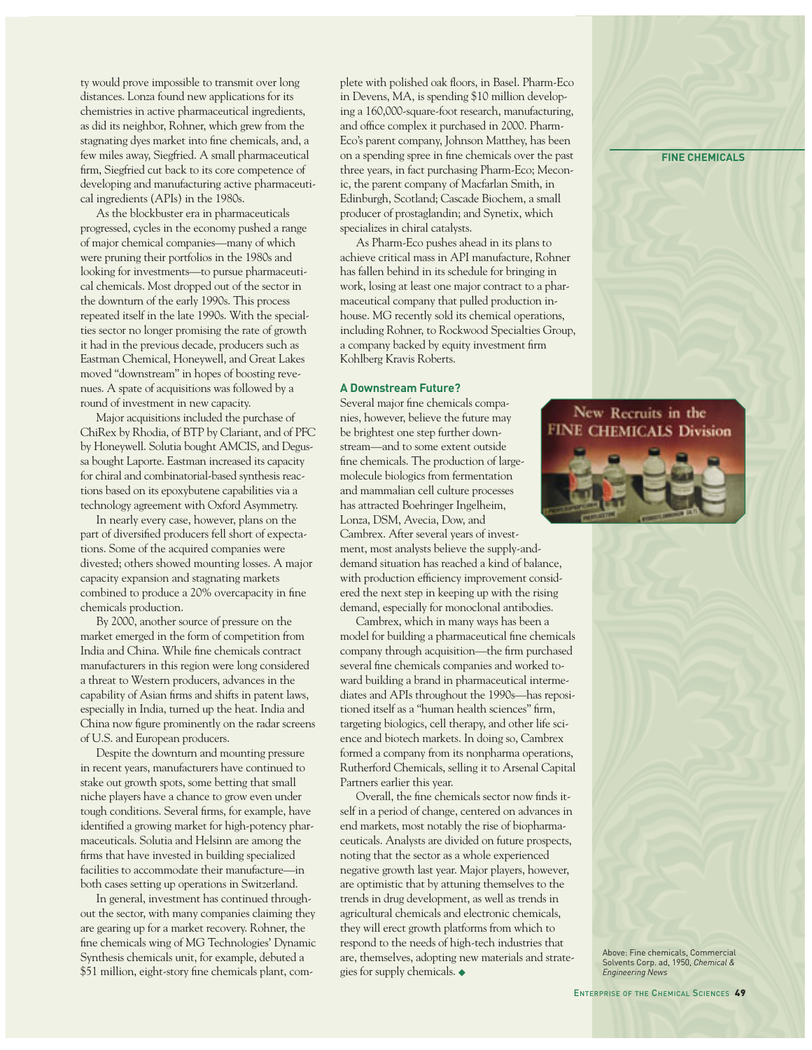ty would prove impossible to transmit over long distances. Lonza found new applications for its chemistries in active pharmaceutical ingredients, as did its neighbor, Rohner, which grew from the stagnating dyes market into fine chemicals, and, a few miles away, Siegfried. A small pharmaceutical firm, Siegfried cut back to its core competence of developing and manufacturing active pharmaceutical ingredients (APIs) in the 1980s.

As the blockbuster era in pharmaceuticals progressed, cycles in the economy pushed a range of major chemical companies—many of which were pruning their portfolios in the 1980s and looking for investments—to pursue pharmaceutical chemicals. Most dropped out of the sector in the downturn of the early 1990s. This process repeated itself in the late 1990s. With the specialties sector no longer promising the rate of growth it had in the previous decade, producers such as Eastman Chemical, Honeywell, and Great Lakes moved "downstream" in hopes of boosting revenues. A spate of acquisitions was followed by a round of investment in new capacity.

Major acquisitions included the purchase of ChiRex by Rhodia, of BTP by Clariant, and of PFC by Honeywell. Solutia bought AMCIS, and Degussa bought Laporte. Eastman increased its capacity for chiral and combinatorial-based synthesis reactions based on its epoxybutene capabilities via a technology agreement with Oxford Asymmetry.

In nearly every case, however, plans on the part of diversified producers fell short of expectations. Some of the acquired companies were divested; others showed mounting losses. A major capacity expansion and stagnating markets combined to produce a 20% overcapacity in fine chemicals production.

By 2000, another source of pressure on the market emerged in the form of competition from India and China. While fine chemicals contract manufacturers in this region were long considered a threat to Western producers, advances in the capability of Asian firms and shifts in patent laws, especially in India, turned up the heat. India and China now figure prominently on the radar screens of U.S. and European producers.

Despite the downturn and mounting pressure in recent years, manufacturers have continued to stake out growth spots, some betting that small niche players have a chance to grow even under tough conditions. Several firms, for example, have identified a growing market for high-potency pharmaceuticals. Solutia and Helsinn are among the firms that have invested in building specialized facilities to accommodate their manufacture—in both cases setting up operations in Switzerland.

In general, investment has continued throughout the sector, with many companies claiming they are gearing up for a market recovery. Rohner, the fine chemicals wing of MG Technologies' Dynamic Synthesis chemicals unit, for example, debuted a $51 million, eight-story fine chemicals plant, complete with polished oak floors, in Basel. Pharm-Eco in Devens, MA, is spending $10 million developing a 160,000-square-foot research, manufacturing, and office complex it purchased in 2000. Pharm-Eco's parent company, Johnson Matthey, has been on a spending spree in fine chemicals over the past three years, in fact purchasing Pharm-Eco; Meconic, the parent company of Macfarlan Smith, in Edinburgh, Scotland; Cascade Biochem, a small producer of prostaglandin; and Synetix, which specializes in chiral catalysts.

As Pharm-Eco pushes ahead in its plans to achieve critical mass in API manufacture, Rohner has fallen behind in its schedule for bringing in work, losing at least one major contract to a pharmaceutical company that pulled production in-house. MG recently sold its chemical operations, including Rohner, to Rockwood Specialties Group, a company backed by equity investment firm Kohlberg Kravis Roberts.

### A Downstream Future?

Several major fine chemicals companies, however, believe the future may be brightest one step further downstream—and to some extent outside fine chemicals. The production of large-molecule biologics from fermentation and mammalian cell culture processes has attracted Boehringer Ingelheim, Lonza, DSM, Avecia, Dow, and Cambrex. After several years of investment, most analysts believe the supply-and-demand situation has reached a kind of balance, with production efficiency improvement considered the next step in keeping up with the rising demand, especially for monoclonal antibodies.

Cambrex, which in many ways has been a model for building a pharmaceutical fine chemicals company through acquisition—the firm purchased several fine chemicals companies and worked toward building a brand in pharmaceutical intermediates and APIs throughout the 1990s—has repositioned itself as a "human health sciences" firm, targeting biologics, cell therapy, and other life science and biotech markets. In doing so, Cambrex formed a company from its nonpharma operations, Rutherford Chemicals, selling it to Arsenal Capital Partners earlier this year.

Overall, the fine chemicals sector now finds itself in a period of change, centered on advances in end markets, most notably the rise of biopharmaceuticals. Analysts are divided on future prospects, noting that the sector as a whole experienced negative growth last year. Major players, however, are optimistic that by attuning themselves to the trends in drug development, as well as trends in agricultural chemicals and electronic chemicals, they will erect growth platforms from which to respond to the needs of high-tech industries that are, themselves, adopting new materials and strategies for supply chemicals. ◆

New Recruits in the FINE CHEMICALS Division

Above: Fine chemicals, Commercial Solvents Corp. ad, 1950, *Chemical & Engineering News*